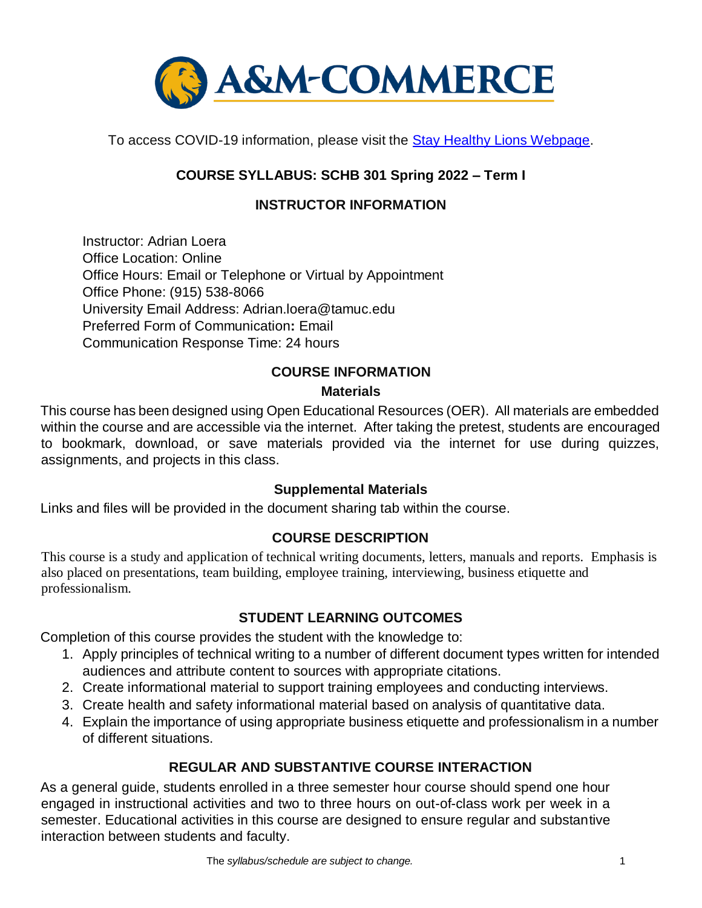To access COVID-19 information, please visit the [Stay Healthy Lions Webpage](#).

# COURSE SYLLABUS: SCHB 301 Spring 2022 – Term I

## INSTRUCTOR INFORMATION

Instructor: Adrian Loera
Office Location: Online
Office Hours: Email or Telephone or Virtual by Appointment
Office Phone: (915) 538-8066
University Email Address: Adrian.loera@tamuc.edu
Preferred Form of Communication**:** Email
Communication Response Time: 24 hours

## COURSE INFORMATION

### Materials

This course has been designed using Open Educational Resources (OER). All materials are embedded within the course and are accessible via the internet. After taking the pretest, students are encouraged to bookmark, download, or save materials provided via the internet for use during quizzes, assignments, and projects in this class.

### Supplemental Materials

Links and files will be provided in the document sharing tab within the course.

## COURSE DESCRIPTION

This course is a study and application of technical writing documents, letters, manuals and reports. Emphasis is also placed on presentations, team building, employee training, interviewing, business etiquette and professionalism.

## STUDENT LEARNING OUTCOMES

Completion of this course provides the student with the knowledge to:

1. Apply principles of technical writing to a number of different document types written for intended audiences and attribute content to sources with appropriate citations.
2. Create informational material to support training employees and conducting interviews.
3. Create health and safety informational material based on analysis of quantitative data.
4. Explain the importance of using appropriate business etiquette and professionalism in a number of different situations.

## REGULAR AND SUBSTANTIVE COURSE INTERACTION

As a general guide, students enrolled in a three semester hour course should spend one hour engaged in instructional activities and two to three hours on out-of-class work per week in a semester. Educational activities in this course are designed to ensure regular and substantive interaction between students and faculty.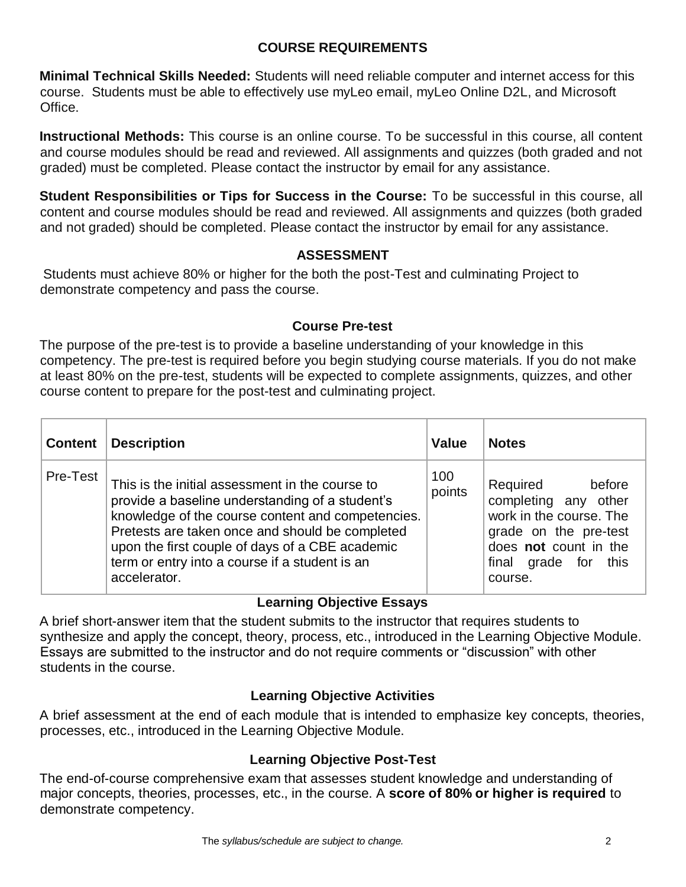## COURSE REQUIREMENTS

**Minimal Technical Skills Needed:** Students will need reliable computer and internet access for this course. Students must be able to effectively use myLeo email, myLeo Online D2L, and Microsoft Office.

**Instructional Methods:** This course is an online course. To be successful in this course, all content and course modules should be read and reviewed. All assignments and quizzes (both graded and not graded) must be completed. Please contact the instructor by email for any assistance.

**Student Responsibilities or Tips for Success in the Course:** To be successful in this course, all content and course modules should be read and reviewed. All assignments and quizzes (both graded and not graded) should be completed. Please contact the instructor by email for any assistance.

## ASSESSMENT

Students must achieve 80% or higher for the both the post-Test and culminating Project to demonstrate competency and pass the course.

### Course Pre-test

The purpose of the pre-test is to provide a baseline understanding of your knowledge in this competency. The pre-test is required before you begin studying course materials. If you do not make at least 80% on the pre-test, students will be expected to complete assignments, quizzes, and other course content to prepare for the post-test and culminating project.

| Content | Description | Value | Notes |
| --- | --- | --- | --- |
| Pre-Test | This is the initial assessment in the course to provide a baseline understanding of a student's knowledge of the course content and competencies. Pretests are taken once and should be completed upon the first couple of days of a CBE academic term or entry into a course if a student is an accelerator. | 100 points | Required before completing any other work in the course. The grade on the pre-test does **not** count in the final grade for this course. |

### Learning Objective Essays

A brief short-answer item that the student submits to the instructor that requires students to synthesize and apply the concept, theory, process, etc., introduced in the Learning Objective Module. Essays are submitted to the instructor and do not require comments or "discussion" with other students in the course.

### Learning Objective Activities

A brief assessment at the end of each module that is intended to emphasize key concepts, theories, processes, etc., introduced in the Learning Objective Module.

### Learning Objective Post-Test

The end-of-course comprehensive exam that assesses student knowledge and understanding of major concepts, theories, processes, etc., in the course. A **score of 80% or higher is required** to demonstrate competency.

The *syllabus/schedule are subject to change.*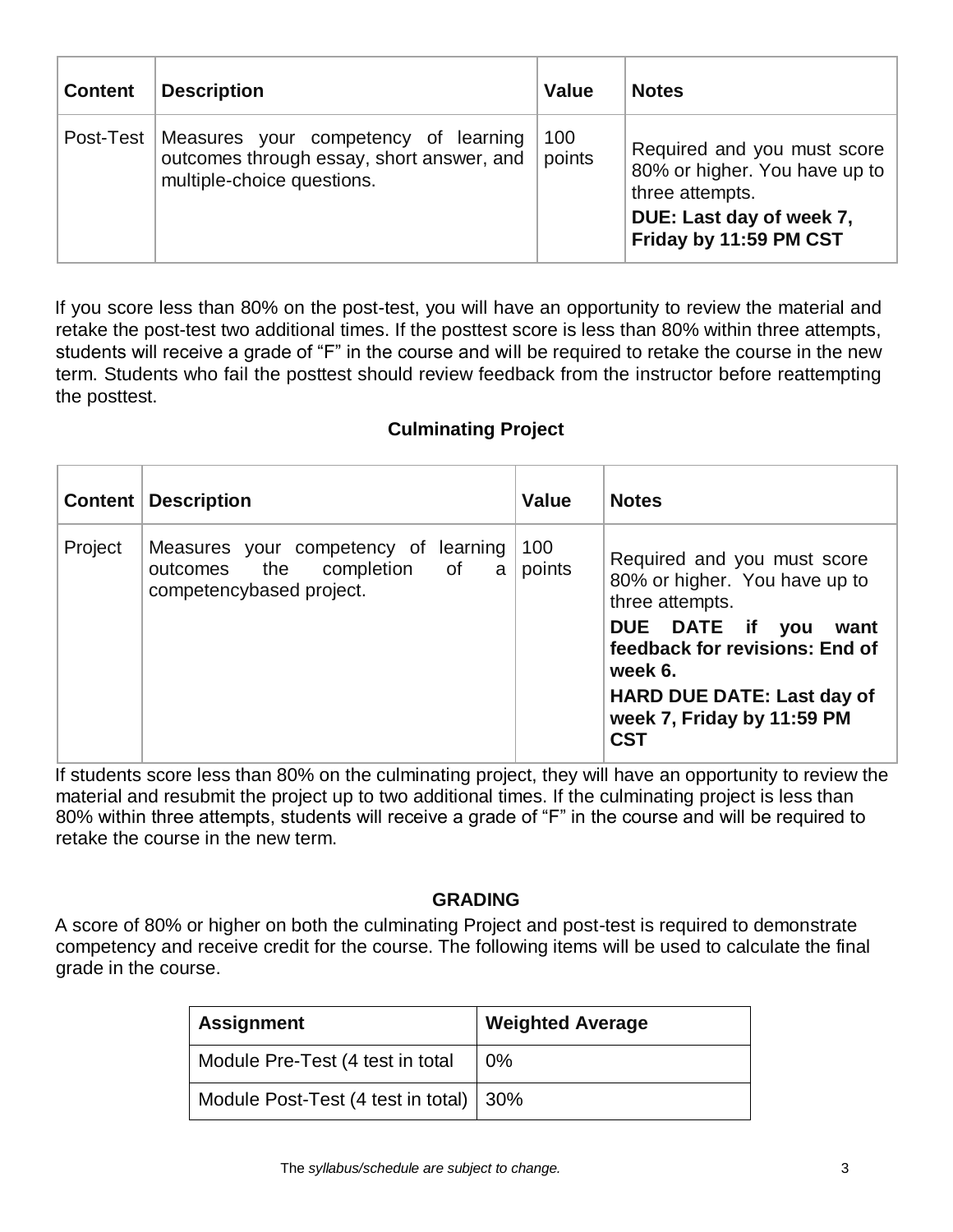| Content | Description | Value | Notes |
|---|---|---|---|
| Post-Test | Measures your competency of learning outcomes through essay, short answer, and multiple-choice questions. | 100 points | Required and you must score 80% or higher. You have up to three attempts. **DUE: Last day of week 7, Friday by 11:59 PM CST** |

If you score less than 80% on the post-test, you will have an opportunity to review the material and retake the post-test two additional times. If the posttest score is less than 80% within three attempts, students will receive a grade of "F" in the course and will be required to retake the course in the new term. Students who fail the posttest should review feedback from the instructor before reattempting the posttest.

### Culminating Project

| Content | Description | Value | Notes |
|---|---|---|---|
| Project | Measures your competency of learning outcomes the completion of a competencybased project. | 100 points | Required and you must score 80% or higher. You have up to three attempts. **DUE DATE if you want feedback for revisions: End of week 6.** **HARD DUE DATE: Last day of week 7, Friday by 11:59 PM CST** |

If students score less than 80% on the culminating project, they will have an opportunity to review the material and resubmit the project up to two additional times. If the culminating project is less than 80% within three attempts, students will receive a grade of "F" in the course and will be required to retake the course in the new term.

## GRADING

A score of 80% or higher on both the culminating Project and post-test is required to demonstrate competency and receive credit for the course. The following items will be used to calculate the final grade in the course.

| Assignment | Weighted Average |
|---|---|
| Module Pre-Test (4 test in total | 0% |
| Module Post-Test (4 test in total) | 30% |

The *syllabus/schedule are subject to change.*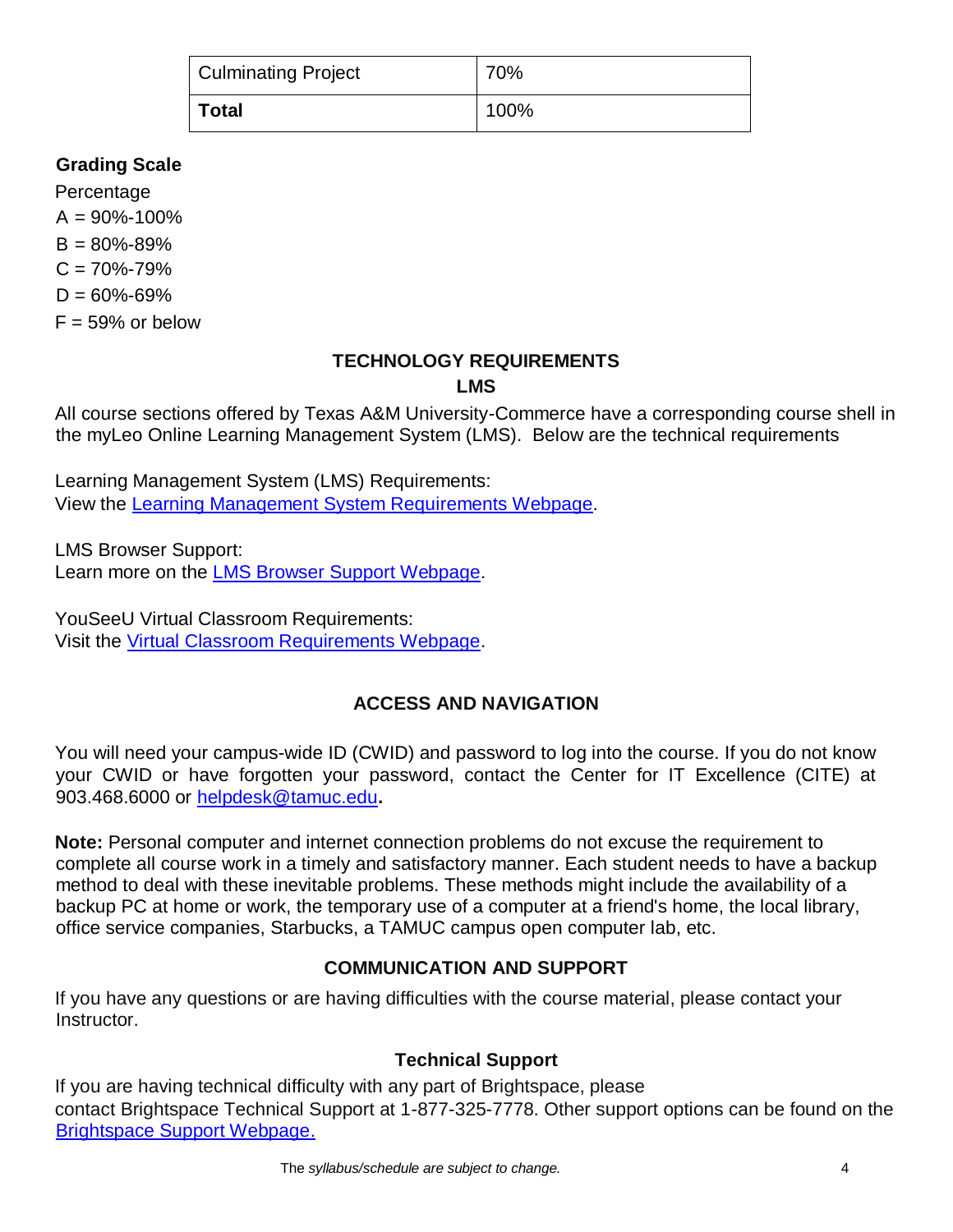| Culminating Project | 70% |
|---|---|
| **Total** | 100% |

**Grading Scale**

Percentage

A = 90%-100%

B = 80%-89%

C = 70%-79%

D = 60%-69%

F = 59% or below

## TECHNOLOGY REQUIREMENTS

### LMS

All course sections offered by Texas A&M University-Commerce have a corresponding course shell in the myLeo Online Learning Management System (LMS). Below are the technical requirements

Learning Management System (LMS) Requirements:
View the Learning Management System Requirements Webpage.

LMS Browser Support:
Learn more on the LMS Browser Support Webpage.

YouSeeU Virtual Classroom Requirements:
Visit the Virtual Classroom Requirements Webpage.

## ACCESS AND NAVIGATION

You will need your campus-wide ID (CWID) and password to log into the course. If you do not know your CWID or have forgotten your password, contact the Center for IT Excellence (CITE) at 903.468.6000 or helpdesk@tamuc.edu**.**

**Note:** Personal computer and internet connection problems do not excuse the requirement to complete all course work in a timely and satisfactory manner. Each student needs to have a backup method to deal with these inevitable problems. These methods might include the availability of a backup PC at home or work, the temporary use of a computer at a friend's home, the local library, office service companies, Starbucks, a TAMUC campus open computer lab, etc.

## COMMUNICATION AND SUPPORT

If you have any questions or are having difficulties with the course material, please contact your Instructor.

### Technical Support

If you are having technical difficulty with any part of Brightspace, please contact Brightspace Technical Support at 1-877-325-7778. Other support options can be found on the Brightspace Support Webpage.

The *syllabus/schedule are subject to change.*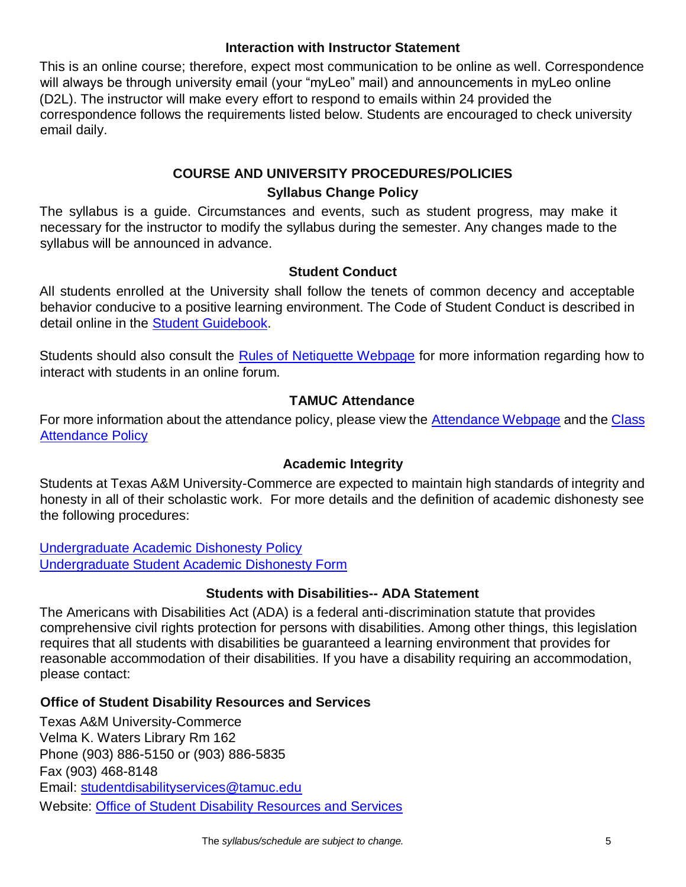### Interaction with Instructor Statement

This is an online course; therefore, expect most communication to be online as well. Correspondence will always be through university email (your "myLeo" mail) and announcements in myLeo online (D2L). The instructor will make every effort to respond to emails within 24 provided the correspondence follows the requirements listed below. Students are encouraged to check university email daily.

## COURSE AND UNIVERSITY PROCEDURES/POLICIES

### Syllabus Change Policy

The syllabus is a guide. Circumstances and events, such as student progress, may make it necessary for the instructor to modify the syllabus during the semester. Any changes made to the syllabus will be announced in advance.

### Student Conduct

All students enrolled at the University shall follow the tenets of common decency and acceptable behavior conducive to a positive learning environment. The Code of Student Conduct is described in detail online in the Student Guidebook.

Students should also consult the Rules of Netiquette Webpage for more information regarding how to interact with students in an online forum.

### TAMUC Attendance

For more information about the attendance policy, please view the Attendance Webpage and the Class Attendance Policy

### Academic Integrity

Students at Texas A&M University-Commerce are expected to maintain high standards of integrity and honesty in all of their scholastic work. For more details and the definition of academic dishonesty see the following procedures:

Undergraduate Academic Dishonesty Policy
Undergraduate Student Academic Dishonesty Form

### Students with Disabilities-- ADA Statement

The Americans with Disabilities Act (ADA) is a federal anti-discrimination statute that provides comprehensive civil rights protection for persons with disabilities. Among other things, this legislation requires that all students with disabilities be guaranteed a learning environment that provides for reasonable accommodation of their disabilities. If you have a disability requiring an accommodation, please contact:

**Office of Student Disability Resources and Services**

Texas A&M University-Commerce
Velma K. Waters Library Rm 162
Phone (903) 886-5150 or (903) 886-5835
Fax (903) 468-8148
Email: studentdisabilityservices@tamuc.edu
Website: Office of Student Disability Resources and Services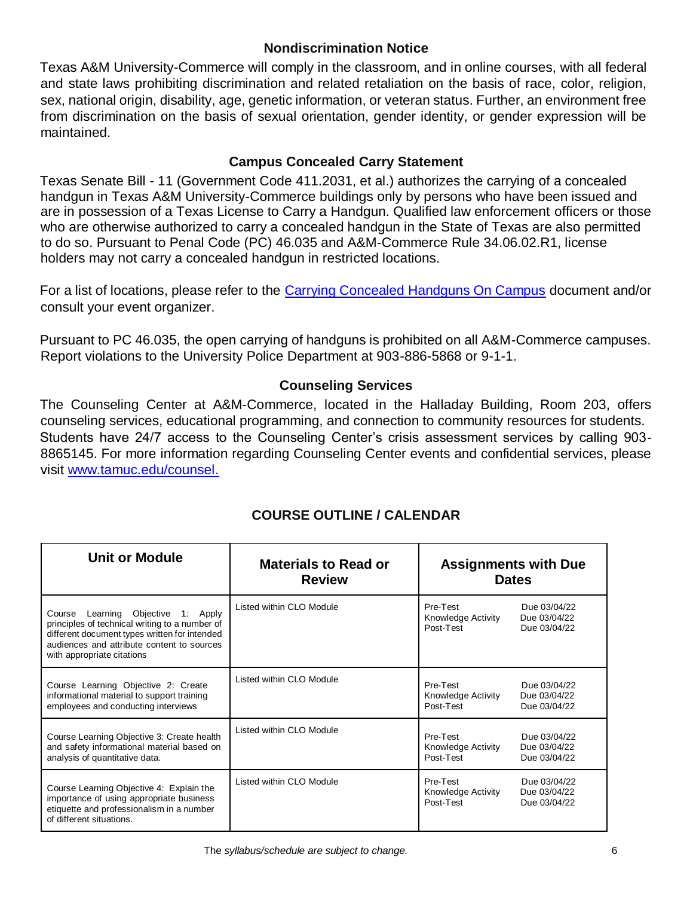### Nondiscrimination Notice

Texas A&M University-Commerce will comply in the classroom, and in online courses, with all federal and state laws prohibiting discrimination and related retaliation on the basis of race, color, religion, sex, national origin, disability, age, genetic information, or veteran status. Further, an environment free from discrimination on the basis of sexual orientation, gender identity, or gender expression will be maintained.

### Campus Concealed Carry Statement

Texas Senate Bill - 11 (Government Code 411.2031, et al.) authorizes the carrying of a concealed handgun in Texas A&M University-Commerce buildings only by persons who have been issued and are in possession of a Texas License to Carry a Handgun. Qualified law enforcement officers or those who are otherwise authorized to carry a concealed handgun in the State of Texas are also permitted to do so. Pursuant to Penal Code (PC) 46.035 and A&M-Commerce Rule 34.06.02.R1, license holders may not carry a concealed handgun in restricted locations.

For a list of locations, please refer to the [Carrying Concealed Handguns On Campus] document and/or consult your event organizer.

Pursuant to PC 46.035, the open carrying of handguns is prohibited on all A&M-Commerce campuses. Report violations to the University Police Department at 903-886-5868 or 9-1-1.

### Counseling Services

The Counseling Center at A&M-Commerce, located in the Halladay Building, Room 203, offers counseling services, educational programming, and connection to community resources for students. Students have 24/7 access to the Counseling Center's crisis assessment services by calling 903-8865145. For more information regarding Counseling Center events and confidential services, please visit www.tamuc.edu/counsel.

## COURSE OUTLINE / CALENDAR

| Unit or Module | Materials to Read or Review | Assignments with Due Dates |
| --- | --- | --- |
| Course Learning Objective 1: Apply principles of technical writing to a number of different document types written for intended audiences and attribute content to sources with appropriate citations | Listed within CLO Module | Pre-Test Due 03/04/22<br>Knowledge Activity Due 03/04/22<br>Post-Test Due 03/04/22 |
| Course Learning Objective 2: Create informational material to support training employees and conducting interviews | Listed within CLO Module | Pre-Test Due 03/04/22<br>Knowledge Activity Due 03/04/22<br>Post-Test Due 03/04/22 |
| Course Learning Objective 3: Create health and safety informational material based on analysis of quantitative data. | Listed within CLO Module | Pre-Test Due 03/04/22<br>Knowledge Activity Due 03/04/22<br>Post-Test Due 03/04/22 |
| Course Learning Objective 4: Explain the importance of using appropriate business etiquette and professionalism in a number of different situations. | Listed within CLO Module | Pre-Test Due 03/04/22<br>Knowledge Activity Due 03/04/22<br>Post-Test Due 03/04/22 |

The *syllabus/schedule are subject to change.*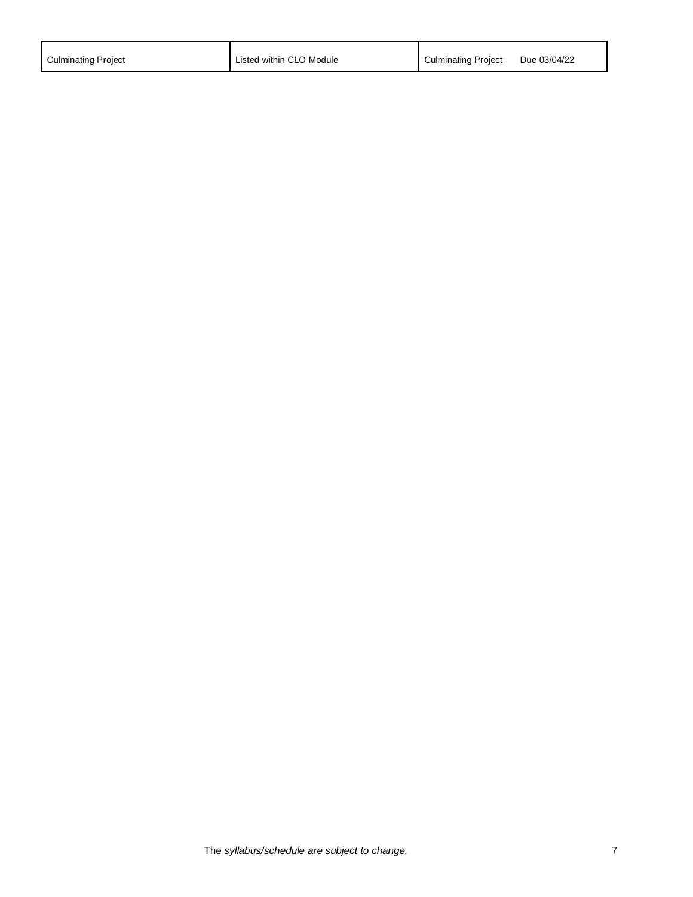| | | |
|---|---|---|
| Culminating Project | Listed within CLO Module | Culminating Project Due 03/04/22 |

The *syllabus/schedule are subject to change.*